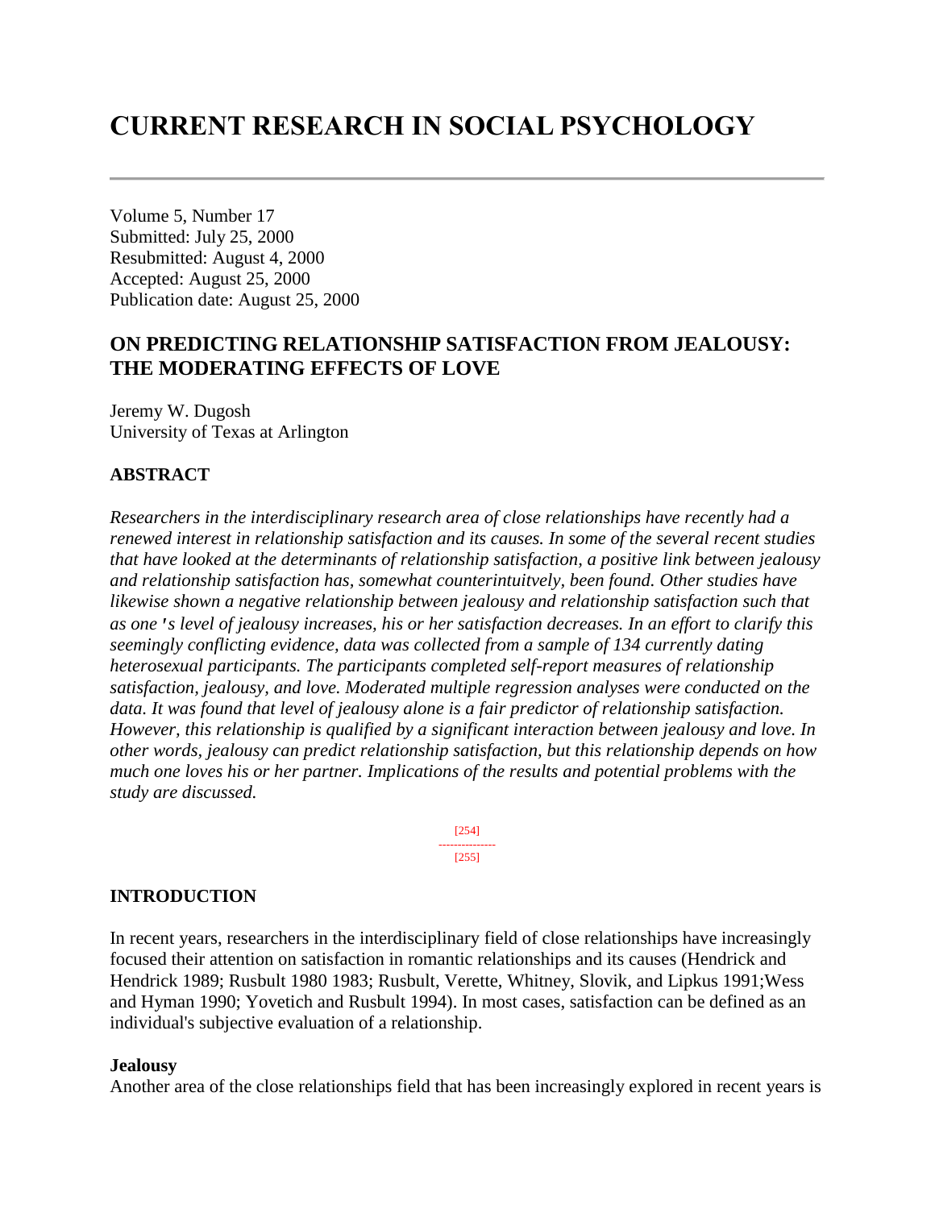# CURRENT RESEARCH IN SOCIAL PSYCHOLOGY

---

Volume 5, Number 17
Submitted: July 25, 2000
Resubmitted: August 4, 2000
Accepted: August 25, 2000
Publication date: August 25, 2000

## ON PREDICTING RELATIONSHIP SATISFACTION FROM JEALOUSY: THE MODERATING EFFECTS OF LOVE

Jeremy W. Dugosh
University of Texas at Arlington

### ABSTRACT

*Researchers in the interdisciplinary research area of close relationships have recently had a renewed interest in relationship satisfaction and its causes. In some of the several recent studies that have looked at the determinants of relationship satisfaction, a positive link between jealousy and relationship satisfaction has, somewhat counterintuitvely, been found. Other studies have likewise shown a negative relationship between jealousy and relationship satisfaction such that as one 's level of jealousy increases, his or her satisfaction decreases. In an effort to clarify this seemingly conflicting evidence, data was collected from a sample of 134 currently dating heterosexual participants. The participants completed self-report measures of relationship satisfaction, jealousy, and love. Moderated multiple regression analyses were conducted on the data. It was found that level of jealousy alone is a fair predictor of relationship satisfaction. However, this relationship is qualified by a significant interaction between jealousy and love. In other words, jealousy can predict relationship satisfaction, but this relationship depends on how much one loves his or her partner. Implications of the results and potential problems with the study are discussed.*

[254]
---------------
[255]

### INTRODUCTION

In recent years, researchers in the interdisciplinary field of close relationships have increasingly focused their attention on satisfaction in romantic relationships and its causes (Hendrick and Hendrick 1989; Rusbult 1980 1983; Rusbult, Verette, Whitney, Slovik, and Lipkus 1991;Wess and Hyman 1990; Yovetich and Rusbult 1994). In most cases, satisfaction can be defined as an individual's subjective evaluation of a relationship.

**Jealousy**
Another area of the close relationships field that has been increasingly explored in recent years is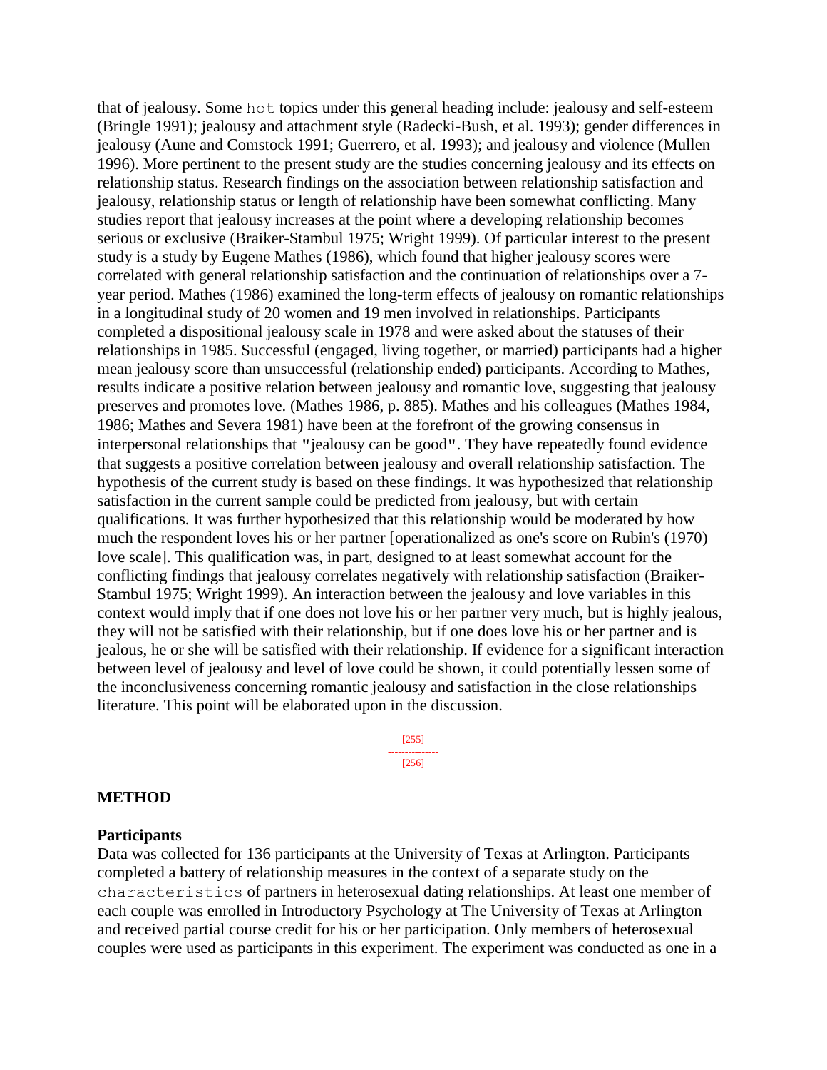that of jealousy. Some hot topics under this general heading include: jealousy and self-esteem (Bringle 1991); jealousy and attachment style (Radecki-Bush, et al. 1993); gender differences in jealousy (Aune and Comstock 1991; Guerrero, et al. 1993); and jealousy and violence (Mullen 1996). More pertinent to the present study are the studies concerning jealousy and its effects on relationship status. Research findings on the association between relationship satisfaction and jealousy, relationship status or length of relationship have been somewhat conflicting. Many studies report that jealousy increases at the point where a developing relationship becomes serious or exclusive (Braiker-Stambul 1975; Wright 1999). Of particular interest to the present study is a study by Eugene Mathes (1986), which found that higher jealousy scores were correlated with general relationship satisfaction and the continuation of relationships over a 7-year period. Mathes (1986) examined the long-term effects of jealousy on romantic relationships in a longitudinal study of 20 women and 19 men involved in relationships. Participants completed a dispositional jealousy scale in 1978 and were asked about the statuses of their relationships in 1985. Successful (engaged, living together, or married) participants had a higher mean jealousy score than unsuccessful (relationship ended) participants. According to Mathes, results indicate a positive relation between jealousy and romantic love, suggesting that jealousy preserves and promotes love. (Mathes 1986, p. 885). Mathes and his colleagues (Mathes 1984, 1986; Mathes and Severa 1981) have been at the forefront of the growing consensus in interpersonal relationships that "jealousy can be good". They have repeatedly found evidence that suggests a positive correlation between jealousy and overall relationship satisfaction. The hypothesis of the current study is based on these findings. It was hypothesized that relationship satisfaction in the current sample could be predicted from jealousy, but with certain qualifications. It was further hypothesized that this relationship would be moderated by how much the respondent loves his or her partner [operationalized as one's score on Rubin's (1970) love scale]. This qualification was, in part, designed to at least somewhat account for the conflicting findings that jealousy correlates negatively with relationship satisfaction (Braiker-Stambul 1975; Wright 1999). An interaction between the jealousy and love variables in this context would imply that if one does not love his or her partner very much, but is highly jealous, they will not be satisfied with their relationship, but if one does love his or her partner and is jealous, he or she will be satisfied with their relationship. If evidence for a significant interaction between level of jealousy and level of love could be shown, it could potentially lessen some of the inconclusiveness concerning romantic jealousy and satisfaction in the close relationships literature. This point will be elaborated upon in the discussion.

## METHOD

### Participants

Data was collected for 136 participants at the University of Texas at Arlington. Participants completed a battery of relationship measures in the context of a separate study on the characteristics of partners in heterosexual dating relationships. At least one member of each couple was enrolled in Introductory Psychology at The University of Texas at Arlington and received partial course credit for his or her participation. Only members of heterosexual couples were used as participants in this experiment. The experiment was conducted as one in a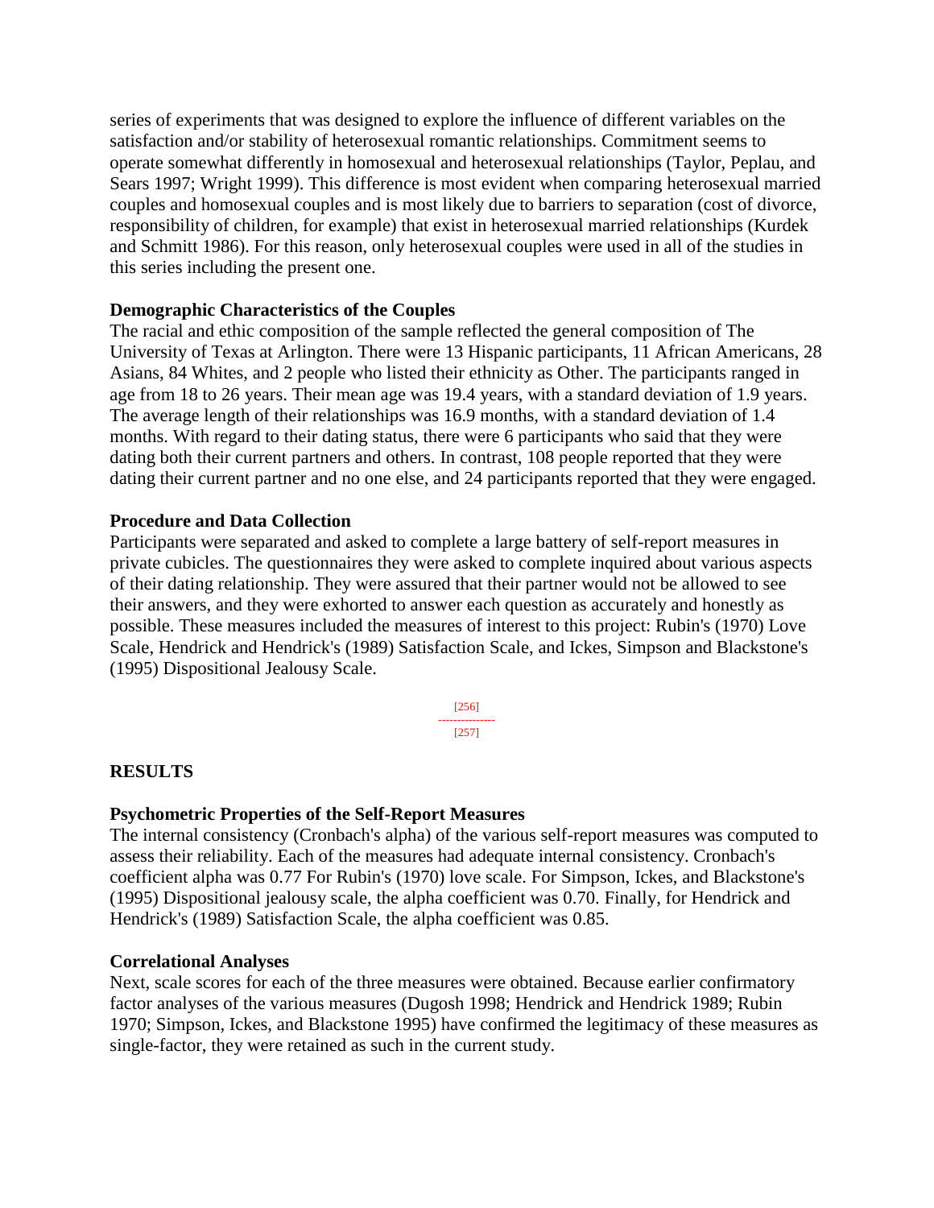series of experiments that was designed to explore the influence of different variables on the satisfaction and/or stability of heterosexual romantic relationships. Commitment seems to operate somewhat differently in homosexual and heterosexual relationships (Taylor, Peplau, and Sears 1997; Wright 1999). This difference is most evident when comparing heterosexual married couples and homosexual couples and is most likely due to barriers to separation (cost of divorce, responsibility of children, for example) that exist in heterosexual married relationships (Kurdek and Schmitt 1986). For this reason, only heterosexual couples were used in all of the studies in this series including the present one.

**Demographic Characteristics of the Couples**

The racial and ethic composition of the sample reflected the general composition of The University of Texas at Arlington. There were 13 Hispanic participants, 11 African Americans, 28 Asians, 84 Whites, and 2 people who listed their ethnicity as Other. The participants ranged in age from 18 to 26 years. Their mean age was 19.4 years, with a standard deviation of 1.9 years. The average length of their relationships was 16.9 months, with a standard deviation of 1.4 months. With regard to their dating status, there were 6 participants who said that they were dating both their current partners and others. In contrast, 108 people reported that they were dating their current partner and no one else, and 24 participants reported that they were engaged.

**Procedure and Data Collection**

Participants were separated and asked to complete a large battery of self-report measures in private cubicles. The questionnaires they were asked to complete inquired about various aspects of their dating relationship. They were assured that their partner would not be allowed to see their answers, and they were exhorted to answer each question as accurately and honestly as possible. These measures included the measures of interest to this project: Rubin's (1970) Love Scale, Hendrick and Hendrick's (1989) Satisfaction Scale, and Ickes, Simpson and Blackstone's (1995) Dispositional Jealousy Scale.

## RESULTS

**Psychometric Properties of the Self-Report Measures**

The internal consistency (Cronbach's alpha) of the various self-report measures was computed to assess their reliability. Each of the measures had adequate internal consistency. Cronbach's coefficient alpha was 0.77 For Rubin's (1970) love scale. For Simpson, Ickes, and Blackstone's (1995) Dispositional jealousy scale, the alpha coefficient was 0.70. Finally, for Hendrick and Hendrick's (1989) Satisfaction Scale, the alpha coefficient was 0.85.

**Correlational Analyses**

Next, scale scores for each of the three measures were obtained. Because earlier confirmatory factor analyses of the various measures (Dugosh 1998; Hendrick and Hendrick 1989; Rubin 1970; Simpson, Ickes, and Blackstone 1995) have confirmed the legitimacy of these measures as single-factor, they were retained as such in the current study.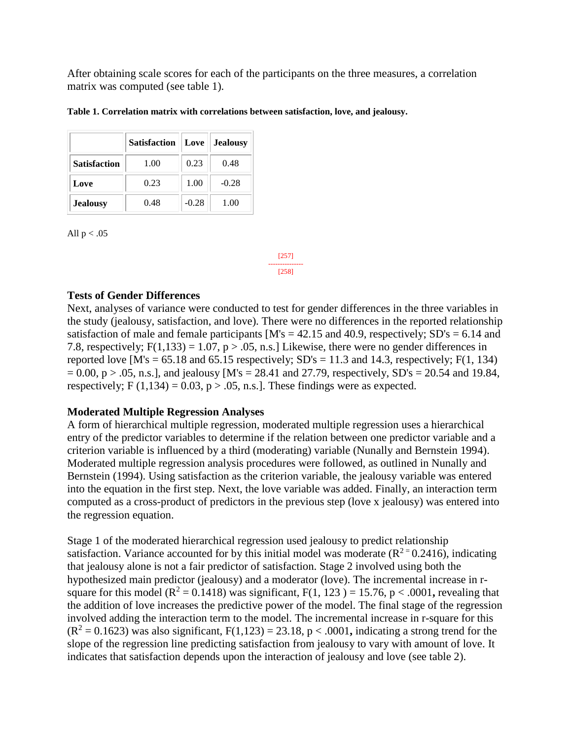After obtaining scale scores for each of the participants on the three measures, a correlation matrix was computed (see table 1).

**Table 1. Correlation matrix with correlations between satisfaction, love, and jealousy.**

| | Satisfaction | Love | Jealousy |
|---|---|---|---|
| **Satisfaction** | 1.00 | 0.23 | 0.48 |
| **Love** | 0.23 | 1.00 | -0.28 |
| **Jealousy** | 0.48 | -0.28 | 1.00 |

All $p < .05$

## Tests of Gender Differences

Next, analyses of variance were conducted to test for gender differences in the three variables in the study (jealousy, satisfaction, and love). There were no differences in the reported relationship satisfaction of male and female participants [M's = 42.15 and 40.9, respectively; SD's = 6.14 and 7.8, respectively; $F(1,133) = 1.07$, $p > .05$, n.s.] Likewise, there were no gender differences in reported love [M's = 65.18 and 65.15 respectively; SD's = 11.3 and 14.3, respectively; $F(1, 134) = 0.00$, $p > .05$, n.s.], and jealousy [M's = 28.41 and 27.79, respectively, SD's = 20.54 and 19.84, respectively; $F(1,134) = 0.03$, $p > .05$, n.s.]. These findings were as expected.

## Moderated Multiple Regression Analyses

A form of hierarchical multiple regression, moderated multiple regression uses a hierarchical entry of the predictor variables to determine if the relation between one predictor variable and a criterion variable is influenced by a third (moderating) variable (Nunally and Bernstein 1994). Moderated multiple regression analysis procedures were followed, as outlined in Nunally and Bernstein (1994). Using satisfaction as the criterion variable, the jealousy variable was entered into the equation in the first step. Next, the love variable was added. Finally, an interaction term computed as a cross-product of predictors in the previous step (love x jealousy) was entered into the regression equation.

Stage 1 of the moderated hierarchical regression used jealousy to predict relationship satisfaction. Variance accounted for by this initial model was moderate ($R^{2 =}$ 0.2416), indicating that jealousy alone is not a fair predictor of satisfaction. Stage 2 involved using both the hypothesized main predictor (jealousy) and a moderator (love). The incremental increase in r-square for this model ($R^2 = 0.1418$) was significant, $F(1, 123) = 15.76$, $p < .0001$**,** revealing that the addition of love increases the predictive power of the model. The final stage of the regression involved adding the interaction term to the model. The incremental increase in r-square for this ($R^2 = 0.1623$) was also significant, $F(1,123) = 23.18$, $p < .0001$**,** indicating a strong trend for the slope of the regression line predicting satisfaction from jealousy to vary with amount of love. It indicates that satisfaction depends upon the interaction of jealousy and love (see table 2).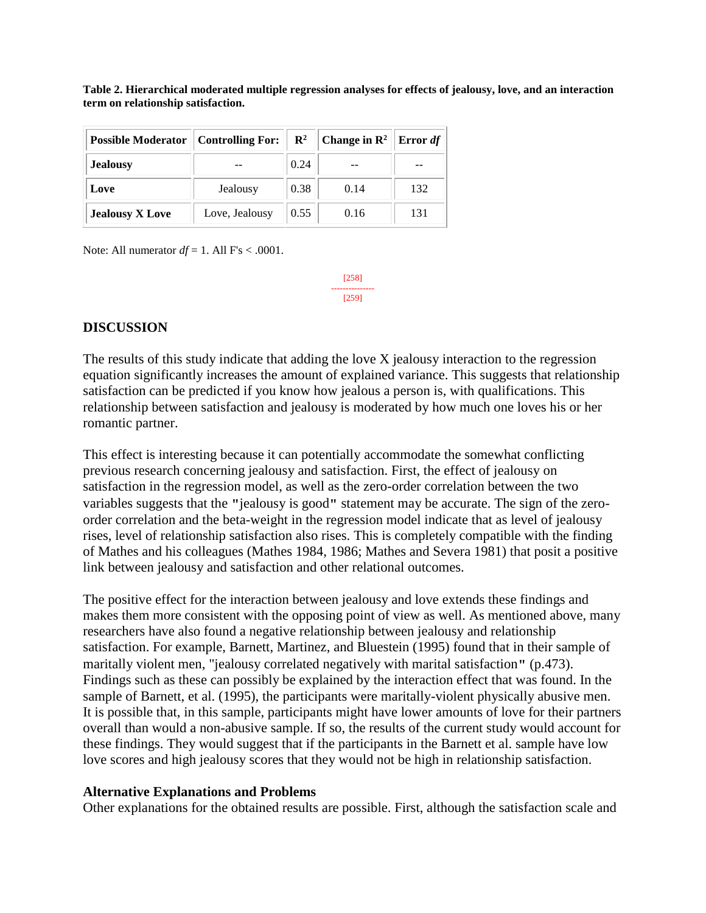**Table 2. Hierarchical moderated multiple regression analyses for effects of jealousy, love, and an interaction term on relationship satisfaction.**

| Possible Moderator | Controlling For: | $R^2$ | Change in $R^2$ | Error *df* |
|---|---|---|---|---|
| **Jealousy** | -- | 0.24 | -- | -- |
| **Love** | Jealousy | 0.38 | 0.14 | 132 |
| **Jealousy X Love** | Love, Jealousy | 0.55 | 0.16 | 131 |

Note: All numerator *df* = 1. All F's < .0001.

## DISCUSSION

The results of this study indicate that adding the love X jealousy interaction to the regression equation significantly increases the amount of explained variance. This suggests that relationship satisfaction can be predicted if you know how jealous a person is, with qualifications. This relationship between satisfaction and jealousy is moderated by how much one loves his or her romantic partner.

This effect is interesting because it can potentially accommodate the somewhat conflicting previous research concerning jealousy and satisfaction. First, the effect of jealousy on satisfaction in the regression model, as well as the zero-order correlation between the two variables suggests that the "jealousy is good" statement may be accurate. The sign of the zero-order correlation and the beta-weight in the regression model indicate that as level of jealousy rises, level of relationship satisfaction also rises. This is completely compatible with the finding of Mathes and his colleagues (Mathes 1984, 1986; Mathes and Severa 1981) that posit a positive link between jealousy and satisfaction and other relational outcomes.

The positive effect for the interaction between jealousy and love extends these findings and makes them more consistent with the opposing point of view as well. As mentioned above, many researchers have also found a negative relationship between jealousy and relationship satisfaction. For example, Barnett, Martinez, and Bluestein (1995) found that in their sample of maritally violent men, "jealousy correlated negatively with marital satisfaction" (p.473). Findings such as these can possibly be explained by the interaction effect that was found. In the sample of Barnett, et al. (1995), the participants were maritally-violent physically abusive men. It is possible that, in this sample, participants might have lower amounts of love for their partners overall than would a non-abusive sample. If so, the results of the current study would account for these findings. They would suggest that if the participants in the Barnett et al. sample have low love scores and high jealousy scores that they would not be high in relationship satisfaction.

### Alternative Explanations and Problems

Other explanations for the obtained results are possible. First, although the satisfaction scale and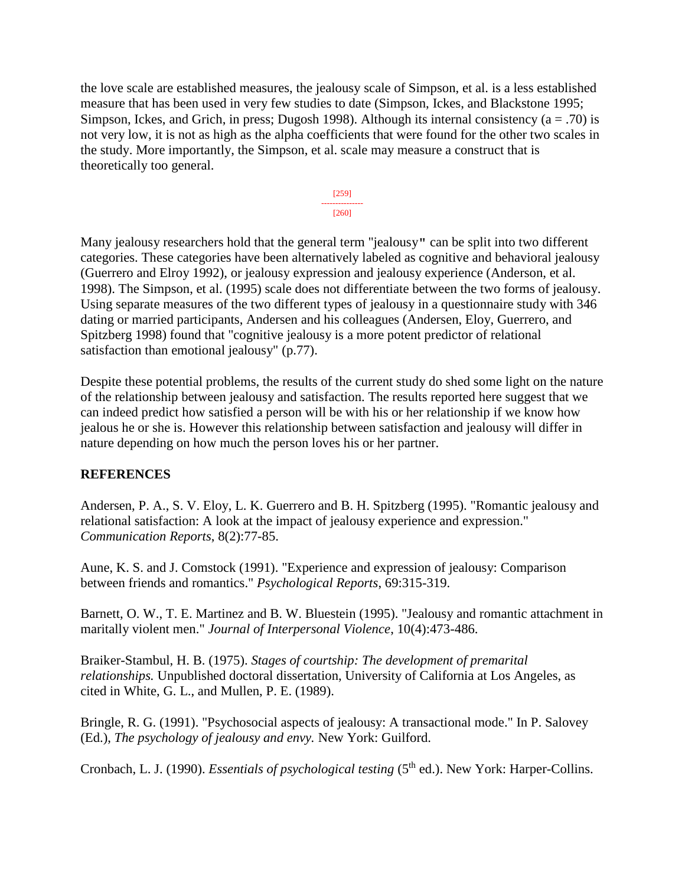the love scale are established measures, the jealousy scale of Simpson, et al. is a less established measure that has been used in very few studies to date (Simpson, Ickes, and Blackstone 1995; Simpson, Ickes, and Grich, in press; Dugosh 1998). Although its internal consistency (a = .70) is not very low, it is not as high as the alpha coefficients that were found for the other two scales in the study. More importantly, the Simpson, et al. scale may measure a construct that is theoretically too general.

Many jealousy researchers hold that the general term "jealousy" can be split into two different categories. These categories have been alternatively labeled as cognitive and behavioral jealousy (Guerrero and Elroy 1992), or jealousy expression and jealousy experience (Anderson, et al. 1998). The Simpson, et al. (1995) scale does not differentiate between the two forms of jealousy. Using separate measures of the two different types of jealousy in a questionnaire study with 346 dating or married participants, Andersen and his colleagues (Andersen, Eloy, Guerrero, and Spitzberg 1998) found that "cognitive jealousy is a more potent predictor of relational satisfaction than emotional jealousy" (p.77).

Despite these potential problems, the results of the current study do shed some light on the nature of the relationship between jealousy and satisfaction. The results reported here suggest that we can indeed predict how satisfied a person will be with his or her relationship if we know how jealous he or she is. However this relationship between satisfaction and jealousy will differ in nature depending on how much the person loves his or her partner.

**REFERENCES**

Andersen, P. A., S. V. Eloy, L. K. Guerrero and B. H. Spitzberg (1995). "Romantic jealousy and relational satisfaction: A look at the impact of jealousy experience and expression." *Communication Reports*, 8(2):77-85.

Aune, K. S. and J. Comstock (1991). "Experience and expression of jealousy: Comparison between friends and romantics." *Psychological Reports*, 69:315-319.

Barnett, O. W., T. E. Martinez and B. W. Bluestein (1995). "Jealousy and romantic attachment in maritally violent men." *Journal of Interpersonal Violence*, 10(4):473-486.

Braiker-Stambul, H. B. (1975). *Stages of courtship: The development of premarital relationships.* Unpublished doctoral dissertation, University of California at Los Angeles, as cited in White, G. L., and Mullen, P. E. (1989).

Bringle, R. G. (1991). "Psychosocial aspects of jealousy: A transactional mode." In P. Salovey (Ed.), *The psychology of jealousy and envy.* New York: Guilford.

Cronbach, L. J. (1990). *Essentials of psychological testing* (5th ed.). New York: Harper-Collins.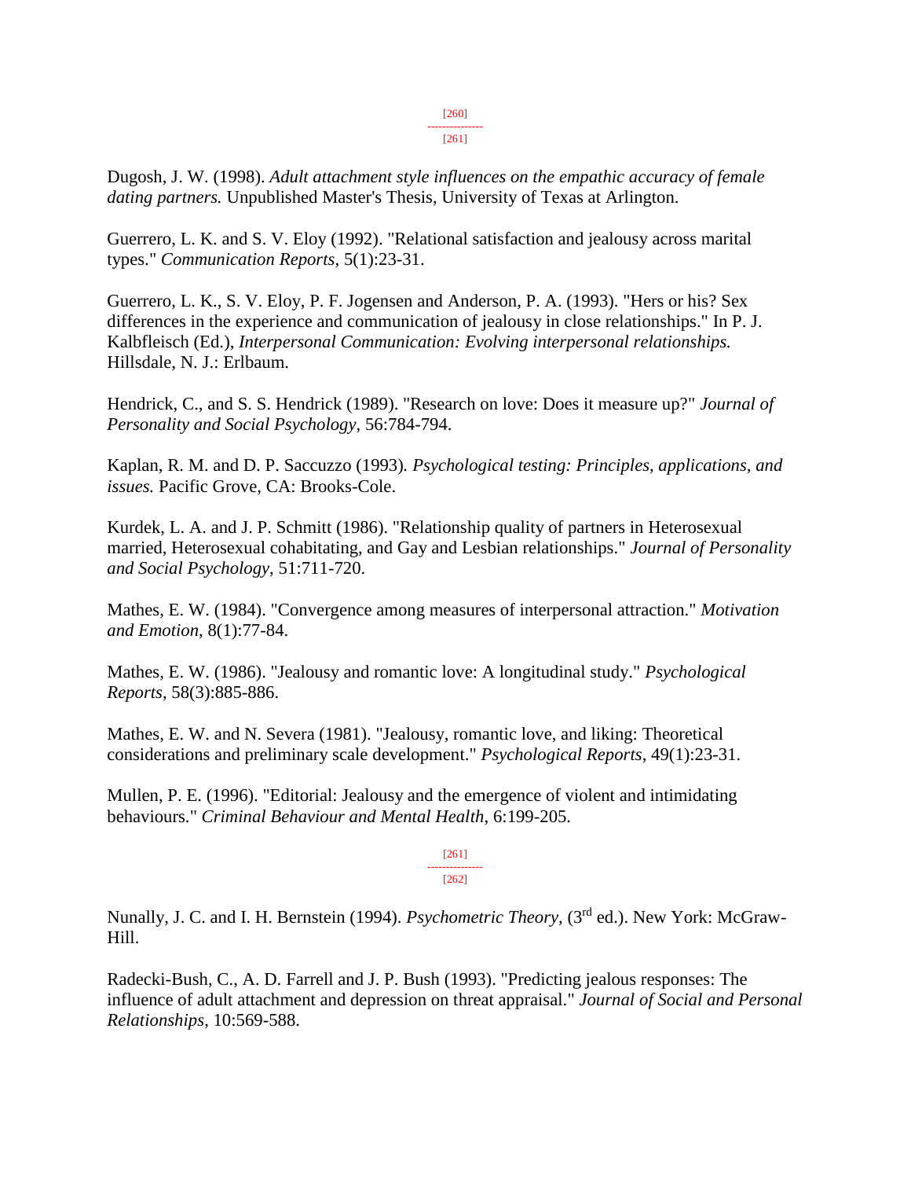Dugosh, J. W. (1998). *Adult attachment style influences on the empathic accuracy of female dating partners.* Unpublished Master's Thesis, University of Texas at Arlington.

Guerrero, L. K. and S. V. Eloy (1992). "Relational satisfaction and jealousy across marital types." *Communication Reports*, 5(1):23-31.

Guerrero, L. K., S. V. Eloy, P. F. Jogensen and Anderson, P. A. (1993). "Hers or his? Sex differences in the experience and communication of jealousy in close relationships." In P. J. Kalbfleisch (Ed.), *Interpersonal Communication: Evolving interpersonal relationships.* Hillsdale, N. J.: Erlbaum.

Hendrick, C., and S. S. Hendrick (1989). "Research on love: Does it measure up?" *Journal of Personality and Social Psychology*, 56:784-794.

Kaplan, R. M. and D. P. Saccuzzo (1993). *Psychological testing: Principles, applications, and issues.* Pacific Grove, CA: Brooks-Cole.

Kurdek, L. A. and J. P. Schmitt (1986). "Relationship quality of partners in Heterosexual married, Heterosexual cohabitating, and Gay and Lesbian relationships." *Journal of Personality and Social Psychology*, 51:711-720.

Mathes, E. W. (1984). "Convergence among measures of interpersonal attraction." *Motivation and Emotion*, 8(1):77-84.

Mathes, E. W. (1986). "Jealousy and romantic love: A longitudinal study." *Psychological Reports*, 58(3):885-886.

Mathes, E. W. and N. Severa (1981). "Jealousy, romantic love, and liking: Theoretical considerations and preliminary scale development." *Psychological Reports*, 49(1):23-31.

Mullen, P. E. (1996). "Editorial: Jealousy and the emergence of violent and intimidating behaviours." *Criminal Behaviour and Mental Health*, 6:199-205.

Nunally, J. C. and I. H. Bernstein (1994). *Psychometric Theory*, (3rd ed.). New York: McGraw-Hill.

Radecki-Bush, C., A. D. Farrell and J. P. Bush (1993). "Predicting jealous responses: The influence of adult attachment and depression on threat appraisal." *Journal of Social and Personal Relationships*, 10:569-588.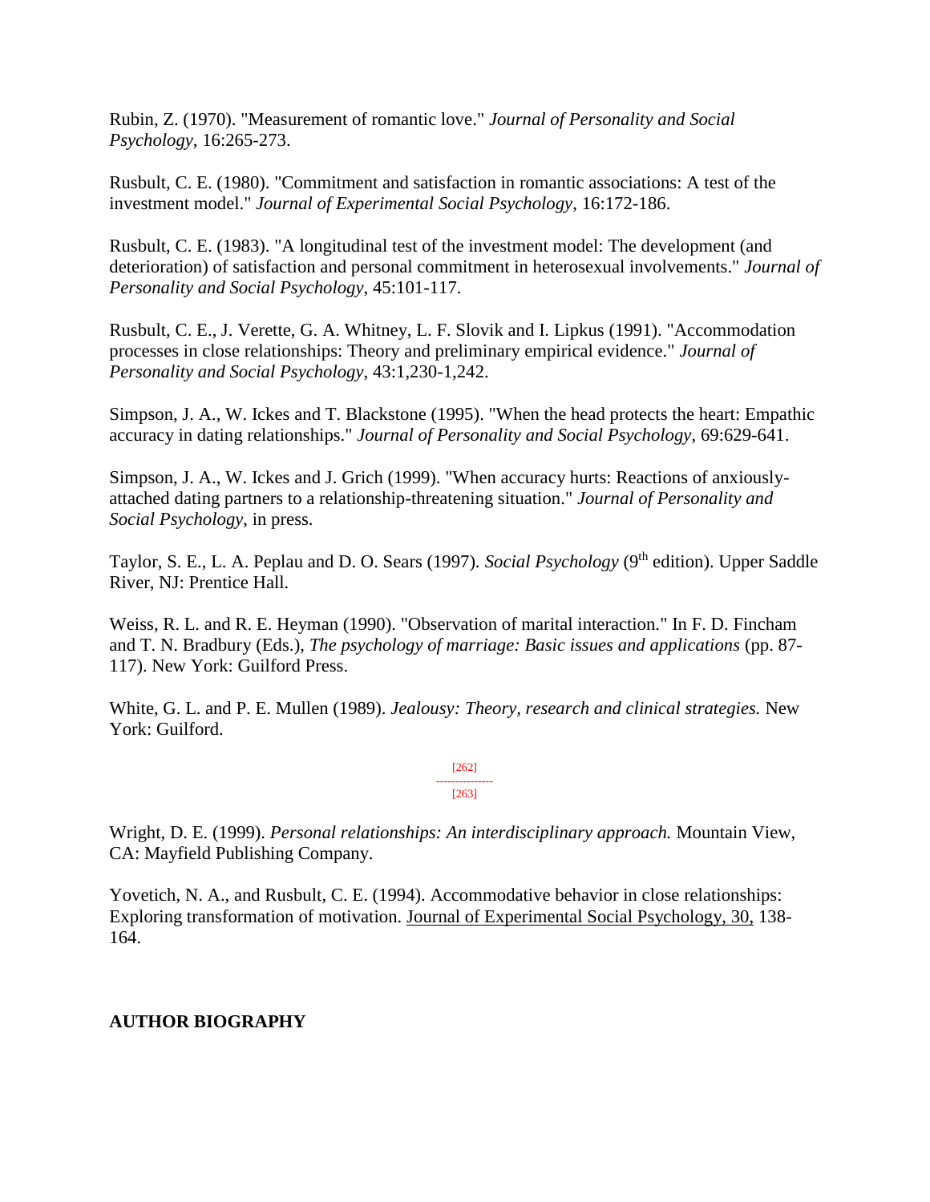Rubin, Z. (1970). "Measurement of romantic love." *Journal of Personality and Social Psychology*, 16:265-273.

Rusbult, C. E. (1980). "Commitment and satisfaction in romantic associations: A test of the investment model." *Journal of Experimental Social Psychology*, 16:172-186.

Rusbult, C. E. (1983). "A longitudinal test of the investment model: The development (and deterioration) of satisfaction and personal commitment in heterosexual involvements." *Journal of Personality and Social Psychology*, 45:101-117.

Rusbult, C. E., J. Verette, G. A. Whitney, L. F. Slovik and I. Lipkus (1991). "Accommodation processes in close relationships: Theory and preliminary empirical evidence." *Journal of Personality and Social Psychology*, 43:1,230-1,242.

Simpson, J. A., W. Ickes and T. Blackstone (1995). "When the head protects the heart: Empathic accuracy in dating relationships." *Journal of Personality and Social Psychology*, 69:629-641.

Simpson, J. A., W. Ickes and J. Grich (1999). "When accuracy hurts: Reactions of anxiously-attached dating partners to a relationship-threatening situation." *Journal of Personality and Social Psychology*, in press.

Taylor, S. E., L. A. Peplau and D. O. Sears (1997). *Social Psychology* (9th edition). Upper Saddle River, NJ: Prentice Hall.

Weiss, R. L. and R. E. Heyman (1990). "Observation of marital interaction." In F. D. Fincham and T. N. Bradbury (Eds.), *The psychology of marriage: Basic issues and applications* (pp. 87-117). New York: Guilford Press.

White, G. L. and P. E. Mullen (1989). *Jealousy: Theory, research and clinical strategies.* New York: Guilford.

Wright, D. E. (1999). *Personal relationships: An interdisciplinary approach.* Mountain View, CA: Mayfield Publishing Company.

Yovetich, N. A., and Rusbult, C. E. (1994). Accommodative behavior in close relationships: Exploring transformation of motivation. Journal of Experimental Social Psychology, 30, 138-164.

**AUTHOR BIOGRAPHY**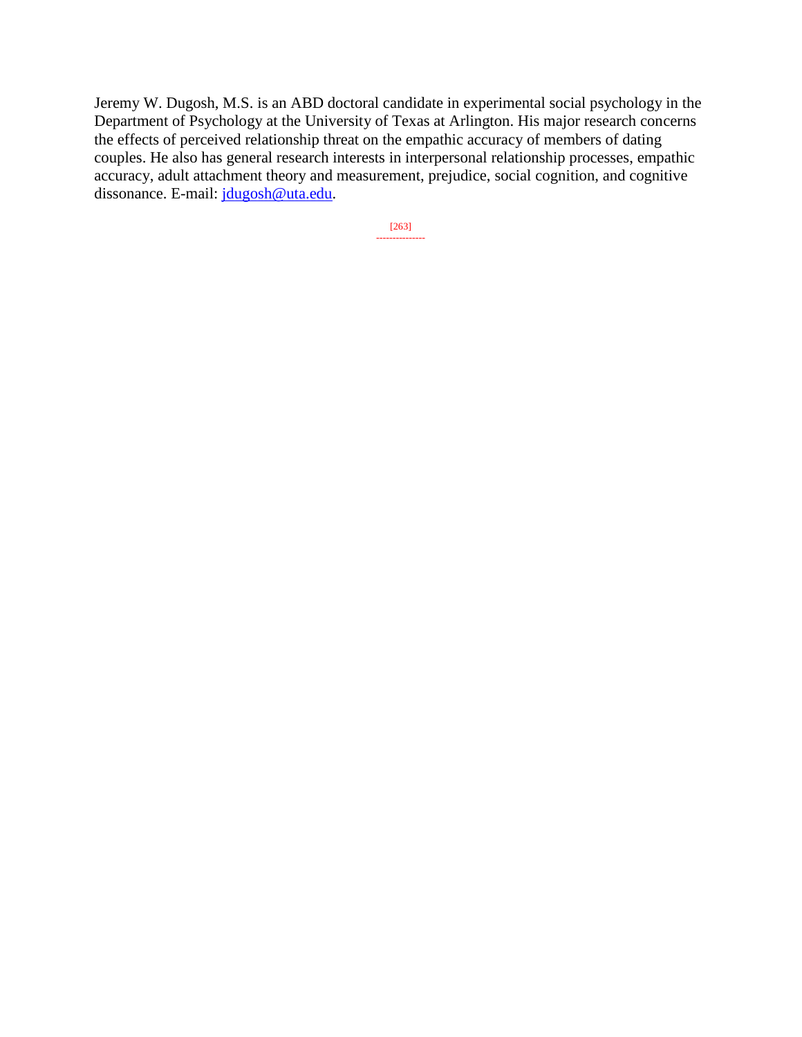Jeremy W. Dugosh, M.S. is an ABD doctoral candidate in experimental social psychology in the Department of Psychology at the University of Texas at Arlington. His major research concerns the effects of perceived relationship threat on the empathic accuracy of members of dating couples. He also has general research interests in interpersonal relationship processes, empathic accuracy, adult attachment theory and measurement, prejudice, social cognition, and cognitive dissonance. E-mail: jdugosh@uta.edu.